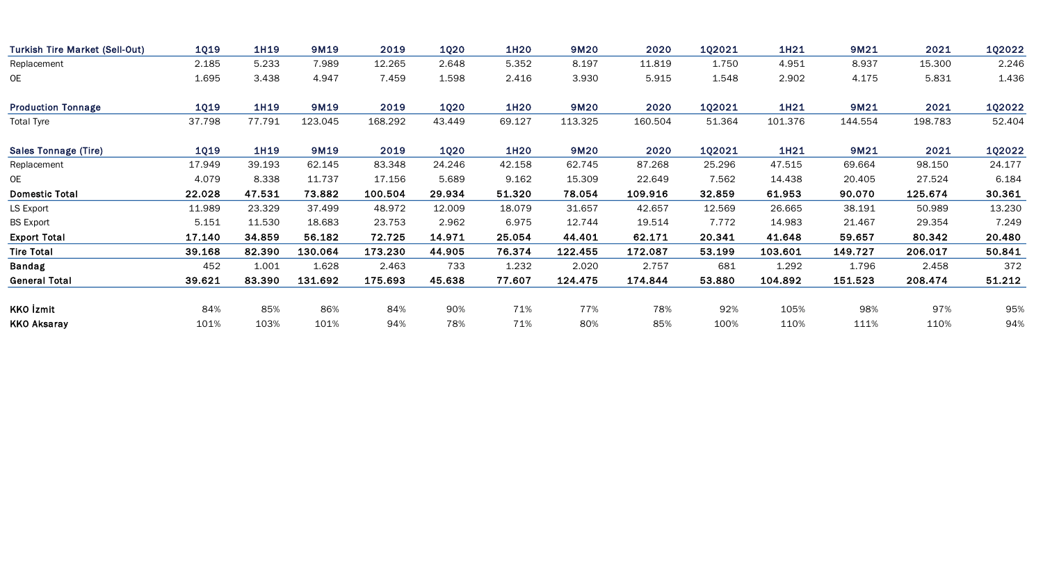| Turkish Tire Market (Sell-Out) | 1Q19 | 1H19 | 9M19 | 2019 | 1Q20 | 1H20 | 9M20 | 2020 | 1Q2021 | 1H21 | 9M21 | 2021 | 1Q2022 |
|---|---|---|---|---|---|---|---|---|---|---|---|---|---|
| Replacement | 2.185 | 5.233 | 7.989 | 12.265 | 2.648 | 5.352 | 8.197 | 11.819 | 1.750 | 4.951 | 8.937 | 15.300 | 2.246 |
| OE | 1.695 | 3.438 | 4.947 | 7.459 | 1.598 | 2.416 | 3.930 | 5.915 | 1.548 | 2.902 | 4.175 | 5.831 | 1.436 |

| Production Tonnage | 1Q19 | 1H19 | 9M19 | 2019 | 1Q20 | 1H20 | 9M20 | 2020 | 1Q2021 | 1H21 | 9M21 | 2021 | 1Q2022 |
|---|---|---|---|---|---|---|---|---|---|---|---|---|---|
| Total Tyre | 37.798 | 77.791 | 123.045 | 168.292 | 43.449 | 69.127 | 113.325 | 160.504 | 51.364 | 101.376 | 144.554 | 198.783 | 52.404 |

| Sales Tonnage (Tire) | 1Q19 | 1H19 | 9M19 | 2019 | 1Q20 | 1H20 | 9M20 | 2020 | 1Q2021 | 1H21 | 9M21 | 2021 | 1Q2022 |
|---|---|---|---|---|---|---|---|---|---|---|---|---|---|
| Replacement | 17.949 | 39.193 | 62.145 | 83.348 | 24.246 | 42.158 | 62.745 | 87.268 | 25.296 | 47.515 | 69.664 | 98.150 | 24.177 |
| OE | 4.079 | 8.338 | 11.737 | 17.156 | 5.689 | 9.162 | 15.309 | 22.649 | 7.562 | 14.438 | 20.405 | 27.524 | 6.184 |
| **Domestic Total** | **22.028** | **47.531** | **73.882** | **100.504** | **29.934** | **51.320** | **78.054** | **109.916** | **32.859** | **61.953** | **90.070** | **125.674** | **30.361** |
| LS Export | 11.989 | 23.329 | 37.499 | 48.972 | 12.009 | 18.079 | 31.657 | 42.657 | 12.569 | 26.665 | 38.191 | 50.989 | 13.230 |
| BS Export | 5.151 | 11.530 | 18.683 | 23.753 | 2.962 | 6.975 | 12.744 | 19.514 | 7.772 | 14.983 | 21.467 | 29.354 | 7.249 |
| **Export Total** | **17.140** | **34.859** | **56.182** | **72.725** | **14.971** | **25.054** | **44.401** | **62.171** | **20.341** | **41.648** | **59.657** | **80.342** | **20.480** |
| **Tire Total** | **39.168** | **82.390** | **130.064** | **173.230** | **44.905** | **76.374** | **122.455** | **172.087** | **53.199** | **103.601** | **149.727** | **206.017** | **50.841** |
| **Bandag** | 452 | 1.001 | 1.628 | 2.463 | 733 | 1.232 | 2.020 | 2.757 | 681 | 1.292 | 1.796 | 2.458 | 372 |
| **General Total** | **39.621** | **83.390** | **131.692** | **175.693** | **45.638** | **77.607** | **124.475** | **174.844** | **53.880** | **104.892** | **151.523** | **208.474** | **51.212** |

| | 1Q19 | 1H19 | 9M19 | 2019 | 1Q20 | 1H20 | 9M20 | 2020 | 1Q2021 | 1H21 | 9M21 | 2021 | 1Q2022 |
|---|---|---|---|---|---|---|---|---|---|---|---|---|---|
| **KKO İzmit** | 84% | 85% | 86% | 84% | 90% | 71% | 77% | 78% | 92% | 105% | 98% | 97% | 95% |
| **KKO Aksaray** | 101% | 103% | 101% | 94% | 78% | 71% | 80% | 85% | 100% | 110% | 111% | 110% | 94% |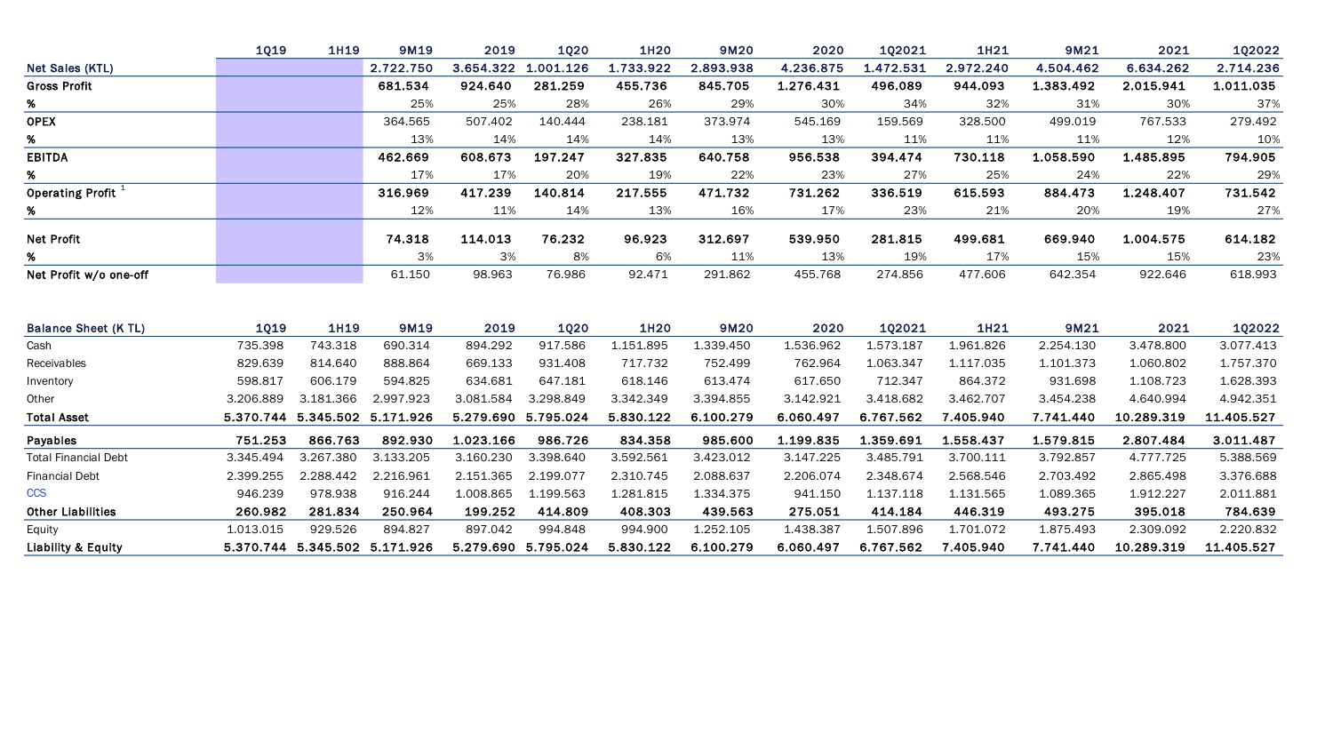| | 1Q19 | 1H19 | 9M19 | 2019 | 1Q20 | 1H20 | 9M20 | 2020 | 1Q2021 | 1H21 | 9M21 | 2021 | 1Q2022 |
|---|---|---|---|---|---|---|---|---|---|---|---|---|---|
| **Net Sales (KTL)** | | | **2.722.750** | **3.654.322** | **1.001.126** | **1.733.922** | **2.893.938** | **4.236.875** | **1.472.531** | **2.972.240** | **4.504.462** | **6.634.262** | **2.714.236** |
| **Gross Profit** | | | **681.534** | **924.640** | **281.259** | **455.736** | **845.705** | **1.276.431** | **496.089** | **944.093** | **1.383.492** | **2.015.941** | **1.011.035** |
| **%** | | | 25% | 25% | 28% | 26% | 29% | 30% | 34% | 32% | 31% | 30% | 37% |
| **OPEX** | | | 364.565 | 507.402 | 140.444 | 238.181 | 373.974 | 545.169 | 159.569 | 328.500 | 499.019 | 767.533 | 279.492 |
| **%** | | | 13% | 14% | 14% | 14% | 13% | 13% | 11% | 11% | 11% | 12% | 10% |
| **EBITDA** | | | **462.669** | **608.673** | **197.247** | **327.835** | **640.758** | **956.538** | **394.474** | **730.118** | **1.058.590** | **1.485.895** | **794.905** |
| **%** | | | 17% | 17% | 20% | 19% | 22% | 23% | 27% | 25% | 24% | 22% | 29% |
| **Operating Profit** [1] | | | **316.969** | **417.239** | **140.814** | **217.555** | **471.732** | **731.262** | **336.519** | **615.593** | **884.473** | **1.248.407** | **731.542** |
| **%** | | | 12% | 11% | 14% | 13% | 16% | 17% | 23% | 21% | 20% | 19% | 27% |
| **Net Profit** | | | **74.318** | **114.013** | **76.232** | **96.923** | **312.697** | **539.950** | **281.815** | **499.681** | **669.940** | **1.004.575** | **614.182** |
| **%** | | | 3% | 3% | 8% | 6% | 11% | 13% | 19% | 17% | 15% | 15% | 23% |
| **Net Profit w/o one-off** | | | 61.150 | 98.963 | 76.986 | 92.471 | 291.862 | 455.768 | 274.856 | 477.606 | 642.354 | 922.646 | 618.993 |

| **Balance Sheet (K TL)** | 1Q19 | 1H19 | 9M19 | 2019 | 1Q20 | 1H20 | 9M20 | 2020 | 1Q2021 | 1H21 | 9M21 | 2021 | 1Q2022 |
|---|---|---|---|---|---|---|---|---|---|---|---|---|---|
| Cash | 735.398 | 743.318 | 690.314 | 894.292 | 917.586 | 1.151.895 | 1.339.450 | 1.536.962 | 1.573.187 | 1.961.826 | 2.254.130 | 3.478.800 | 3.077.413 |
| Receivables | 829.639 | 814.640 | 888.864 | 669.133 | 931.408 | 717.732 | 752.499 | 762.964 | 1.063.347 | 1.117.035 | 1.101.373 | 1.060.802 | 1.757.370 |
| Inventory | 598.817 | 606.179 | 594.825 | 634.681 | 647.181 | 618.146 | 613.474 | 617.650 | 712.347 | 864.372 | 931.698 | 1.108.723 | 1.628.393 |
| Other | 3.206.889 | 3.181.366 | 2.997.923 | 3.081.584 | 3.298.849 | 3.342.349 | 3.394.855 | 3.142.921 | 3.418.682 | 3.462.707 | 3.454.238 | 4.640.994 | 4.942.351 |
| **Total Asset** | **5.370.744** | **5.345.502** | **5.171.926** | **5.279.690** | **5.795.024** | **5.830.122** | **6.100.279** | **6.060.497** | **6.767.562** | **7.405.940** | **7.741.440** | **10.289.319** | **11.405.527** |
| **Payables** | **751.253** | **866.763** | **892.930** | **1.023.166** | **986.726** | **834.358** | **985.600** | **1.199.835** | **1.359.691** | **1.558.437** | **1.579.815** | **2.807.484** | **3.011.487** |
| Total Financial Debt | 3.345.494 | 3.267.380 | 3.133.205 | 3.160.230 | 3.398.640 | 3.592.561 | 3.423.012 | 3.147.225 | 3.485.791 | 3.700.111 | 3.792.857 | 4.777.725 | 5.388.569 |
| Financial Debt | 2.399.255 | 2.288.442 | 2.216.961 | 2.151.365 | 2.199.077 | 2.310.745 | 2.088.637 | 2.206.074 | 2.348.674 | 2.568.546 | 2.703.492 | 2.865.498 | 3.376.688 |
| CCS | 946.239 | 978.938 | 916.244 | 1.008.865 | 1.199.563 | 1.281.815 | 1.334.375 | 941.150 | 1.137.118 | 1.131.565 | 1.089.365 | 1.912.227 | 2.011.881 |
| **Other Liabilities** | **260.982** | **281.834** | **250.964** | **199.252** | **414.809** | **408.303** | **439.563** | **275.051** | **414.184** | **446.319** | **493.275** | **395.018** | **784.639** |
| Equity | 1.013.015 | 929.526 | 894.827 | 897.042 | 994.848 | 994.900 | 1.252.105 | 1.438.387 | 1.507.896 | 1.701.072 | 1.875.493 | 2.309.092 | 2.220.832 |
| **Liability & Equity** | **5.370.744** | **5.345.502** | **5.171.926** | **5.279.690** | **5.795.024** | **5.830.122** | **6.100.279** | **6.060.497** | **6.767.562** | **7.405.940** | **7.741.440** | **10.289.319** | **11.405.527** |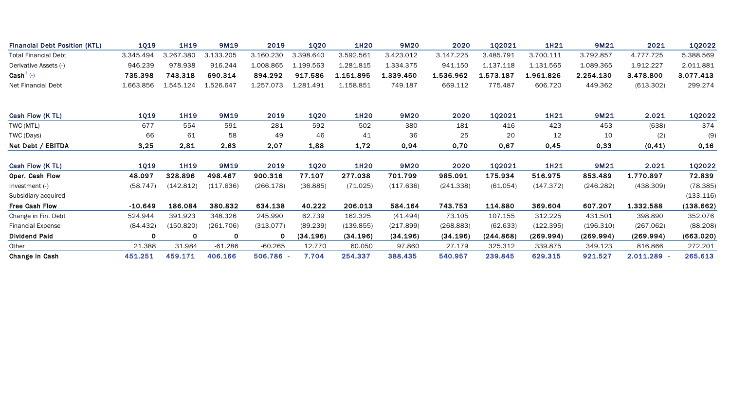| Financial Debt Position (KTL) | 1Q19 | 1H19 | 9M19 | 2019 | 1Q20 | 1H20 | 9M20 | 2020 | 1Q2021 | 1H21 | 9M21 | 2021 | 1Q2022 |
|---|---|---|---|---|---|---|---|---|---|---|---|---|---|
| Total Financial Debt | 3.345.494 | 3.267.380 | 3.133.205 | 3.160.230 | 3.398.640 | 3.592.561 | 3.423.012 | 3.147.225 | 3.485.791 | 3.700.111 | 3.792.857 | 4.777.725 | 5.388.569 |
| Derivative Assets (-) | 946.239 | 978.938 | 916.244 | 1.008.865 | 1.199.563 | 1.281.815 | 1.334.375 | 941.150 | 1.137.118 | 1.131.565 | 1.089.365 | 1.912.227 | 2.011.881 |
| **Cash[1] (-)** | **735.398** | **743.318** | **690.314** | **894.292** | **917.586** | **1.151.895** | **1.339.450** | **1.536.962** | **1.573.187** | **1.961.826** | **2.254.130** | **3.478.800** | **3.077.413** |
| Net Financial Debt | 1.663.856 | 1.545.124 | 1.526.647 | 1.257.073 | 1.281.491 | 1.158.851 | 749.187 | 669.112 | 775.487 | 606.720 | 449.362 | (613.302) | 299.274 |

| Cash Flow (K TL) | 1Q19 | 1H19 | 9M19 | 2019 | 1Q20 | 1H20 | 9M20 | 2020 | 1Q2021 | 1H21 | 9M21 | 2.021 | 1Q2022 |
|---|---|---|---|---|---|---|---|---|---|---|---|---|---|
| TWC (MTL) | 677 | 554 | 591 | 281 | 592 | 502 | 380 | 181 | 416 | 423 | 453 | (638) | 374 |
| TWC (Days) | 66 | 61 | 58 | 49 | 46 | 41 | 36 | 25 | 20 | 12 | 10 | (2) | (9) |
| **Net Debt / EBITDA** | **3,25** | **2,81** | **2,63** | **2,07** | **1,88** | **1,72** | **0,94** | **0,70** | **0,67** | **0,45** | **0,33** | **(0,41)** | **0,16** |

| Cash Flow (K TL) | 1Q19 | 1H19 | 9M19 | 2019 | 1Q20 | 1H20 | 9M20 | 2020 | 1Q2021 | 1H21 | 9M21 | 2.021 | 1Q2022 |
|---|---|---|---|---|---|---|---|---|---|---|---|---|---|
| **Oper. Cash Flow** | **48.097** | **328.896** | **498.467** | **900.316** | **77.107** | **277.038** | **701.799** | **985.091** | **175.934** | **516.975** | **853.489** | **1.770.897** | **72.839** |
| Investment (-) | (58.747) | (142.812) | (117.636) | (266.178) | (36.885) | (71.025) | (117.636) | (241.338) | (61.054) | (147.372) | (246.282) | (438.309) | (78.385) |
| Subsidiary acquired | | | | | | | | | | | | | (133.116) |
| **Free Cash Flow** | **-10.649** | **186.084** | **380.832** | **634.138** | **40.222** | **206.013** | **584.164** | **743.753** | **114.880** | **369.604** | **607.207** | **1.332.588** | **(138.662)** |
| Change in Fin. Debt | 524.944 | 391.923 | 348.326 | 245.990 | 62.739 | 162.325 | (41.494) | 73.105 | 107.155 | 312.225 | 431.501 | 398.890 | 352.076 |
| Financial Expense | (84.432) | (150.820) | (261.706) | (313.077) | (89.239) | (139.855) | (217.899) | (268.883) | (62.633) | (122.395) | (196.310) | (267.062) | (88.208) |
| **Dividend Paid** | **0** | **0** | **0** | **0** | **(34.196)** | **(34.196)** | **(34.196)** | **(34.196)** | **(244.868)** | **(269.994)** | **(269.994)** | **(269.994)** | **(663.020)** |
| Other | 21.388 | 31.984 | -61.286 | -60.265 | 12.770 | 60.050 | 97.860 | 27.179 | 325.312 | 339.875 | 349.123 | 816.866 | 272.201 |
| **Change in Cash** | **451.251** | **459.171** | **406.166** | **506.786 -** | **7.704** | **254.337** | **388.435** | **540.957** | **239.845** | **629.315** | **921.527** | **2.011.289 -** | **265.613** |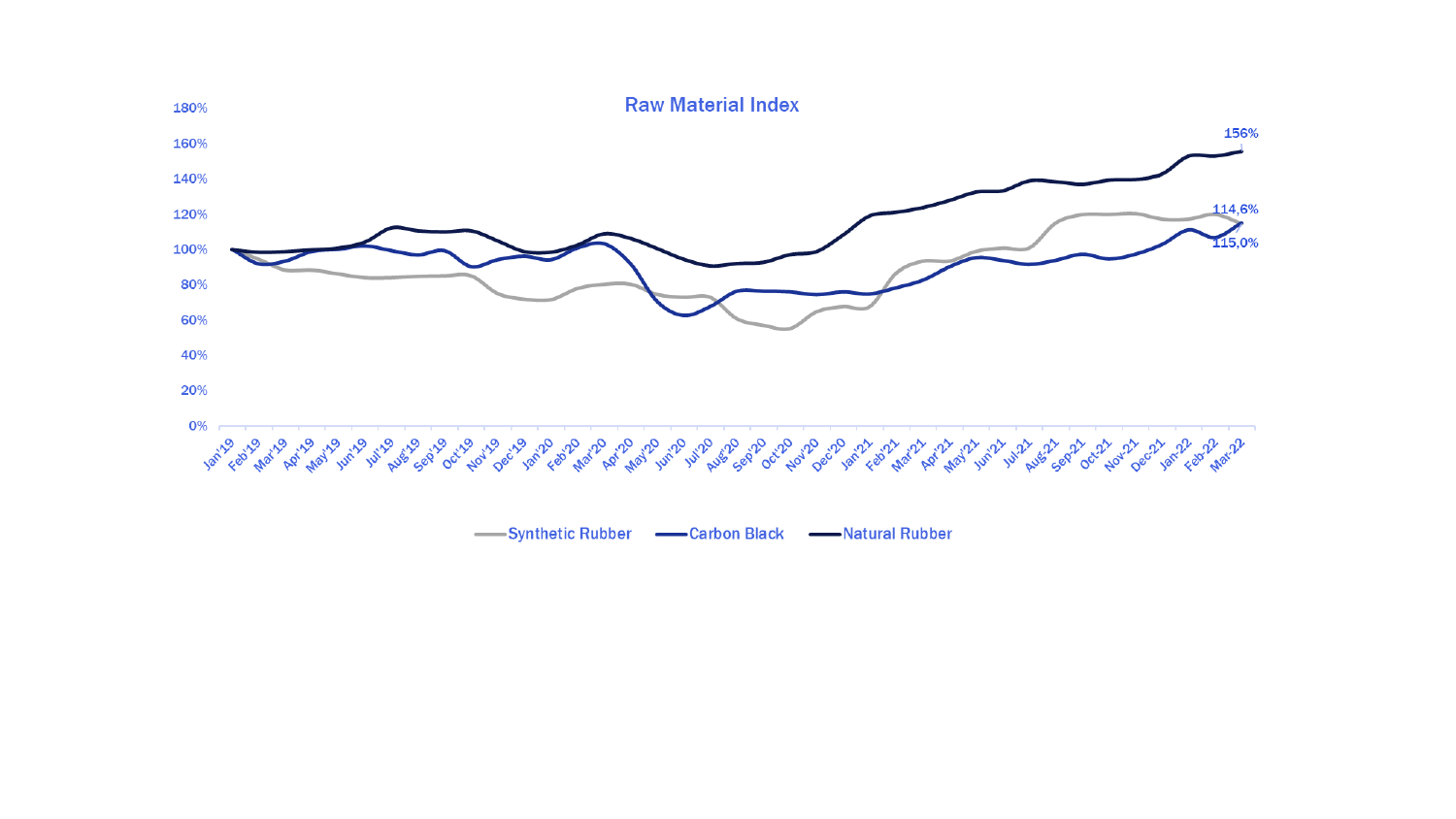Raw Material Index

180%
160%
140%
120%
100%
80%
60%
40%
20%
0%

Jan'19 Feb'19 Mar'19 Apr'19 May'19 Jun'19 Jul'19 Aug'19 Sep'19 Oct'19 Nov'19 Dec'19 Jan'20 Feb'20 Mar'20 Apr'20 May'20 Jun'20 Jul'20 Aug'20 Sep'20 Oct'20 Nov'20 Dec'20 Jan'21 Feb'21 Mar'21 Apr'21 May'21 Jun'21 Jul'21 Aug'21 Sep'21 Oct'21 Nov'21 Dec'21 Jan'22 Feb'22 Mar'22

156%
114,6%
115,0%

Synthetic Rubber
Carbon Black
Natural Rubber